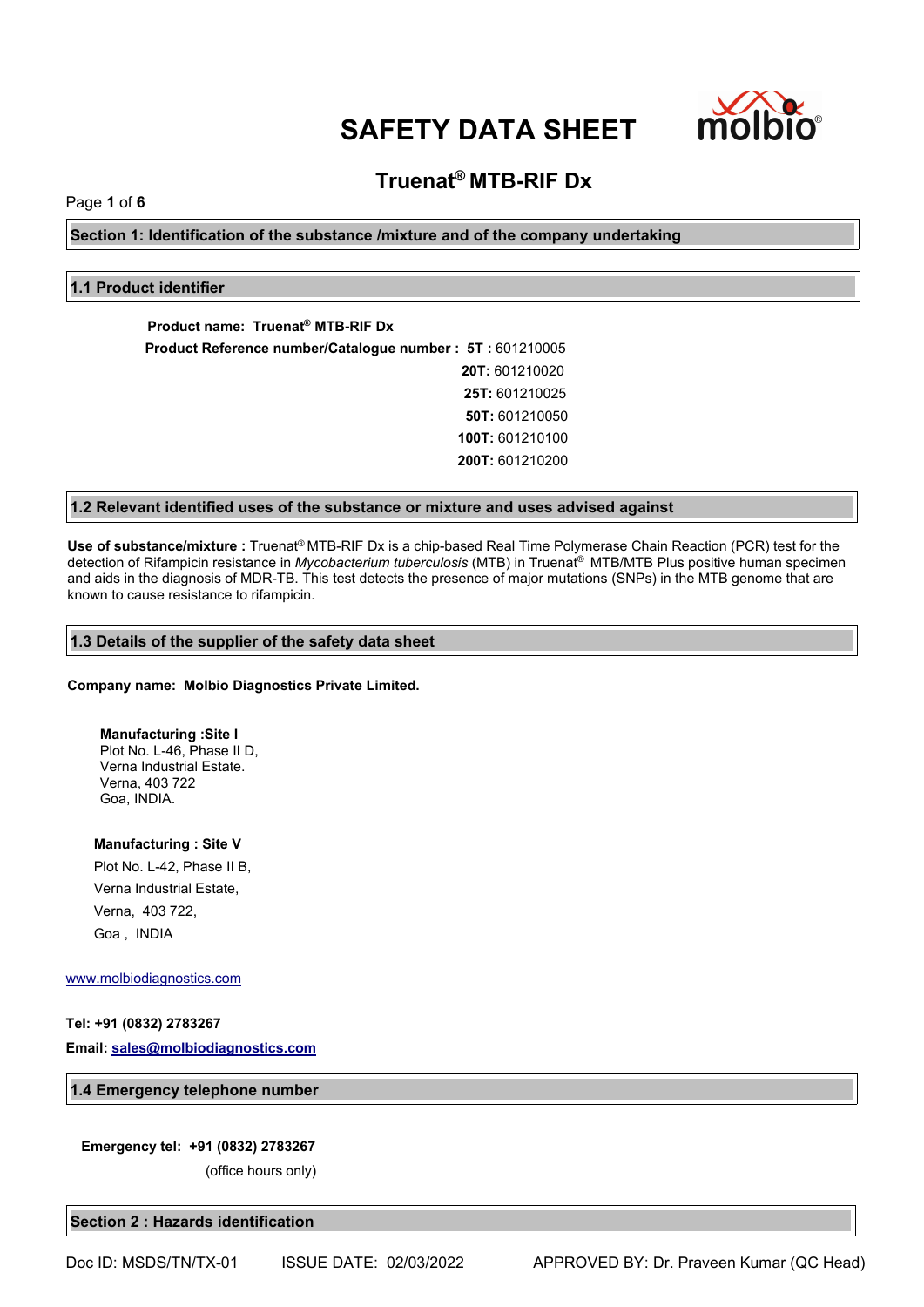# SAFETY DATA SHEET

## Truenat® MTB-RIF Dx

## Section 1: Identification of the substance /mixture and of the company undertaking

### 1.1 Product identifier

**Product name: Truenat® MTB-RIF Dx**

**Product Reference number/Catalogue number :**

| Pack size | Catalogue number |
|---|---|
| **5T** | 601210005 |
| **20T** | 601210020 |
| **25T** | 601210025 |
| **50T** | 601210050 |
| **100T** | 601210100 |
| **200T** | 601210200 |

### 1.2 Relevant identified uses of the substance or mixture and uses advised against

**Use of substance/mixture :** Truenat® MTB-RIF Dx is a chip-based Real Time Polymerase Chain Reaction (PCR) test for the detection of Rifampicin resistance in *Mycobacterium tuberculosis* (MTB) in Truenat® MTB/MTB Plus positive human specimen and aids in the diagnosis of MDR-TB. This test detects the presence of major mutations (SNPs) in the MTB genome that are known to cause resistance to rifampicin.

### 1.3 Details of the supplier of the safety data sheet

**Company name: Molbio Diagnostics Private Limited.**

**Manufacturing :Site I**
Plot No. L-46, Phase II D,
Verna Industrial Estate.
Verna, 403 722
Goa, INDIA.

**Manufacturing : Site V**
Plot No. L-42, Phase II B,
Verna Industrial Estate,
Verna, 403 722,
Goa , INDIA

www.molbiodiagnostics.com

**Tel: +91 (0832) 2783267**

**Email: sales@molbiodiagnostics.com**

### 1.4 Emergency telephone number

**Emergency tel: +91 (0832) 2783267**
(office hours only)

## Section 2 : Hazards identification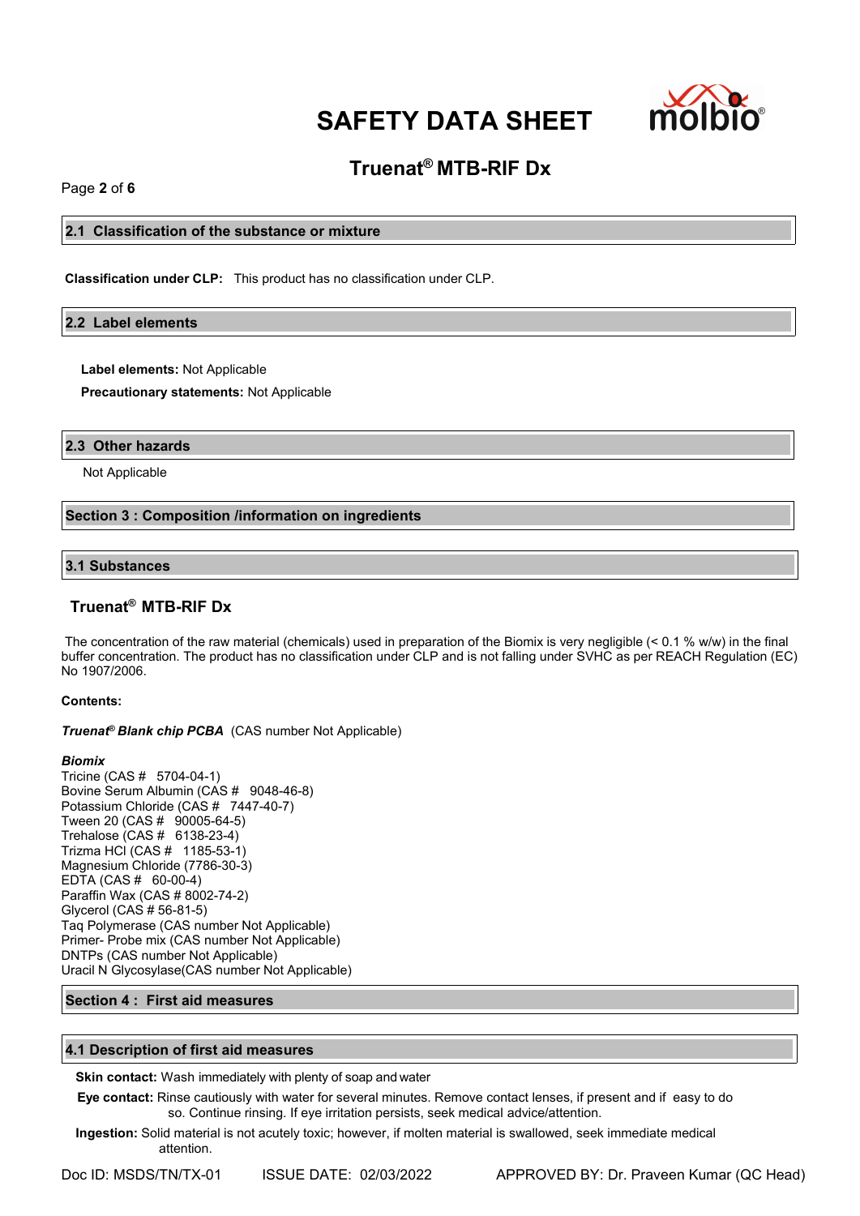## 2.1 Classification of the substance or mixture

**Classification under CLP:** This product has no classification under CLP.

## 2.2 Label elements

**Label elements:** Not Applicable

**Precautionary statements:** Not Applicable

## 2.3 Other hazards

Not Applicable

## Section 3 : Composition /information on ingredients

## 3.1 Substances

### Truenat® MTB-RIF Dx

The concentration of the raw material (chemicals) used in preparation of the Biomix is very negligible (< 0.1 % w/w) in the final buffer concentration. The product has no classification under CLP and is not falling under SVHC as per REACH Regulation (EC) No 1907/2006.

**Contents:**

***Truenat® Blank chip PCBA*** (CAS number Not Applicable)

***Biomix***

Tricine (CAS # 5704-04-1)
Bovine Serum Albumin (CAS # 9048-46-8)
Potassium Chloride (CAS # 7447-40-7)
Tween 20 (CAS # 90005-64-5)
Trehalose (CAS # 6138-23-4)
Trizma HCl (CAS # 1185-53-1)
Magnesium Chloride (7786-30-3)
EDTA (CAS # 60-00-4)
Paraffin Wax (CAS # 8002-74-2)
Glycerol (CAS # 56-81-5)
Taq Polymerase (CAS number Not Applicable)
Primer- Probe mix (CAS number Not Applicable)
DNTPs (CAS number Not Applicable)
Uracil N Glycosylase(CAS number Not Applicable)

## Section 4 : First aid measures

## 4.1 Description of first aid measures

**Skin contact:** Wash immediately with plenty of soap and water

**Eye contact:** Rinse cautiously with water for several minutes. Remove contact lenses, if present and if easy to do so. Continue rinsing. If eye irritation persists, seek medical advice/attention.

**Ingestion:** Solid material is not acutely toxic; however, if molten material is swallowed, seek immediate medical attention.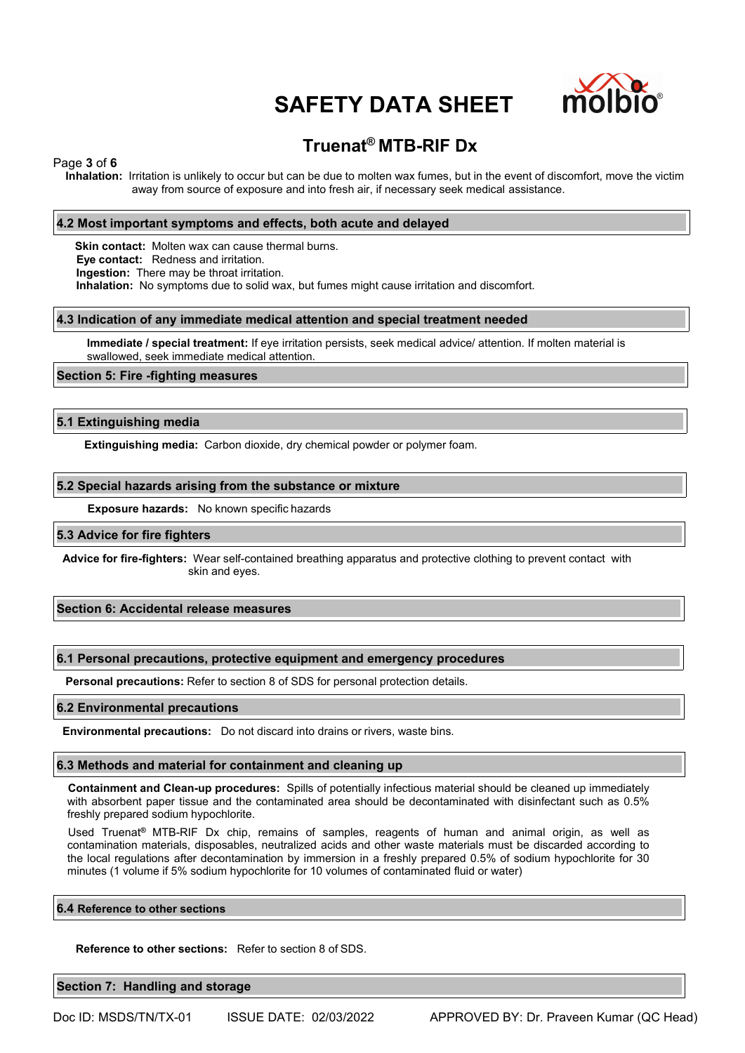**Inhalation:** Irritation is unlikely to occur but can be due to molten wax fumes, but in the event of discomfort, move the victim away from source of exposure and into fresh air, if necessary seek medical assistance.

### 4.2 Most important symptoms and effects, both acute and delayed

**Skin contact:** Molten wax can cause thermal burns.
**Eye contact:** Redness and irritation.
**Ingestion:** There may be throat irritation.
**Inhalation:** No symptoms due to solid wax, but fumes might cause irritation and discomfort.

### 4.3 Indication of any immediate medical attention and special treatment needed

**Immediate / special treatment:** If eye irritation persists, seek medical advice/ attention. If molten material is swallowed, seek immediate medical attention.

## Section 5: Fire -fighting measures

### 5.1 Extinguishing media

**Extinguishing media:** Carbon dioxide, dry chemical powder or polymer foam.

### 5.2 Special hazards arising from the substance or mixture

**Exposure hazards:** No known specific hazards

### 5.3 Advice for fire fighters

**Advice for fire-fighters:** Wear self-contained breathing apparatus and protective clothing to prevent contact with skin and eyes.

## Section 6: Accidental release measures

### 6.1 Personal precautions, protective equipment and emergency procedures

**Personal precautions:** Refer to section 8 of SDS for personal protection details.

### 6.2 Environmental precautions

**Environmental precautions:** Do not discard into drains or rivers, waste bins.

### 6.3 Methods and material for containment and cleaning up

**Containment and Clean-up procedures:** Spills of potentially infectious material should be cleaned up immediately with absorbent paper tissue and the contaminated area should be decontaminated with disinfectant such as 0.5% freshly prepared sodium hypochlorite.

Used Truenat® MTB-RIF Dx chip, remains of samples, reagents of human and animal origin, as well as contamination materials, disposables, neutralized acids and other waste materials must be discarded according to the local regulations after decontamination by immersion in a freshly prepared 0.5% of sodium hypochlorite for 30 minutes (1 volume if 5% sodium hypochlorite for 10 volumes of contaminated fluid or water)

### 6.4 Reference to other sections

**Reference to other sections:** Refer to section 8 of SDS.

## Section 7: Handling and storage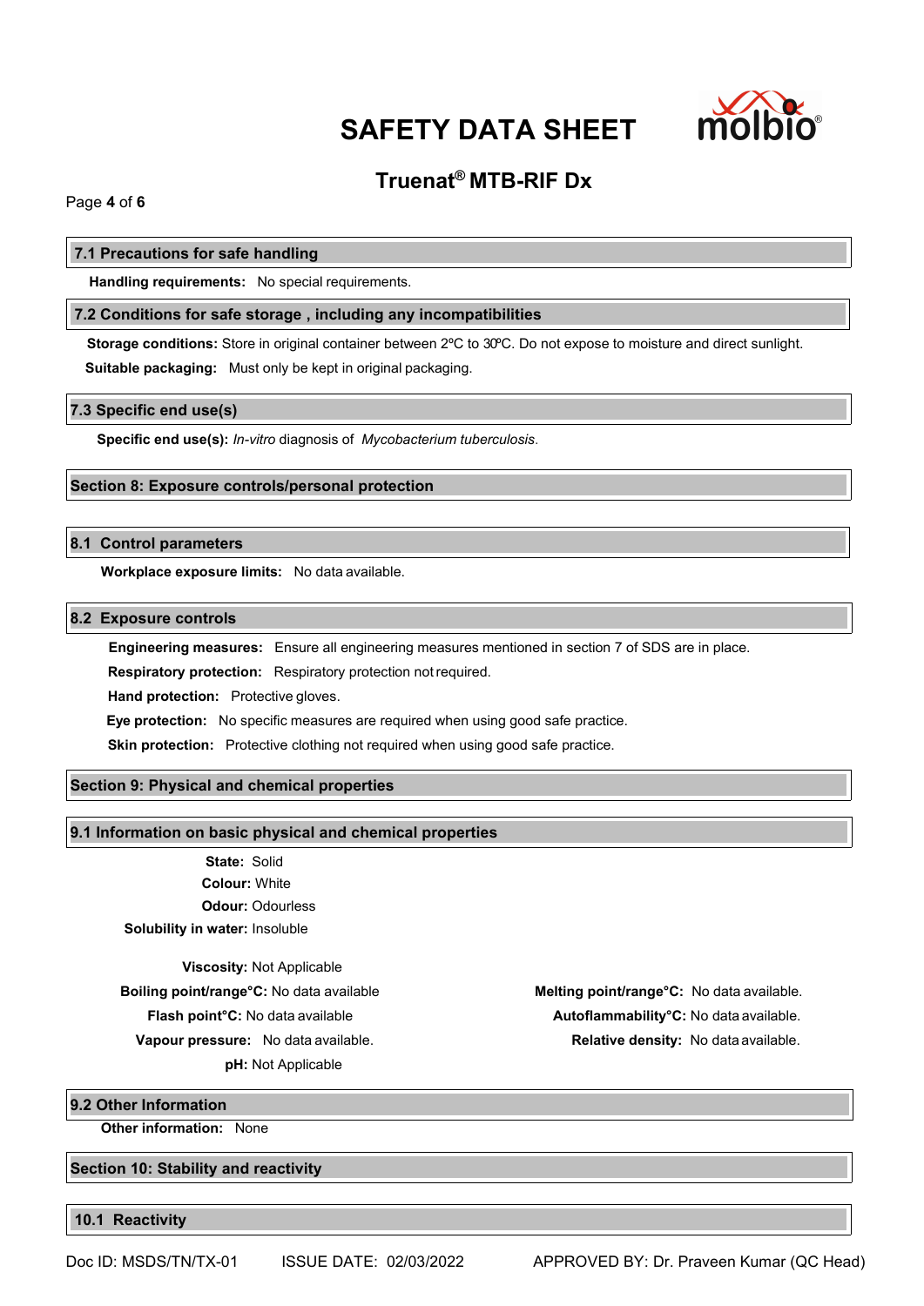### 7.1 Precautions for safe handling

**Handling requirements:** No special requirements.

### 7.2 Conditions for safe storage , including any incompatibilities

**Storage conditions:** Store in original container between 2ºC to 30ºC. Do not expose to moisture and direct sunlight.

**Suitable packaging:** Must only be kept in original packaging.

### 7.3 Specific end use(s)

**Specific end use(s):** *In-vitro* diagnosis of *Mycobacterium tuberculosis*.

## Section 8: Exposure controls/personal protection

### 8.1 Control parameters

**Workplace exposure limits:** No data available.

### 8.2 Exposure controls

**Engineering measures:** Ensure all engineering measures mentioned in section 7 of SDS are in place.

**Respiratory protection:** Respiratory protection not required.

**Hand protection:** Protective gloves.

**Eye protection:** No specific measures are required when using good safe practice.

**Skin protection:** Protective clothing not required when using good safe practice.

## Section 9: Physical and chemical properties

### 9.1 Information on basic physical and chemical properties

**State:** Solid

**Colour:** White

**Odour:** Odourless

**Solubility in water:** Insoluble

**Viscosity:** Not Applicable

**Boiling point/range°C:** No data available

**Flash point°C:** No data available

**Vapour pressure:** No data available.

**pH:** Not Applicable

**Melting point/range°C:** No data available.

**Autoflammability°C:** No data available.

**Relative density:** No data available.

### 9.2 Other Information

**Other information:** None

## Section 10: Stability and reactivity

### 10.1 Reactivity

Doc ID: MSDS/TN/TX-01 ISSUE DATE: 02/03/2022 APPROVED BY: Dr. Praveen Kumar (QC Head)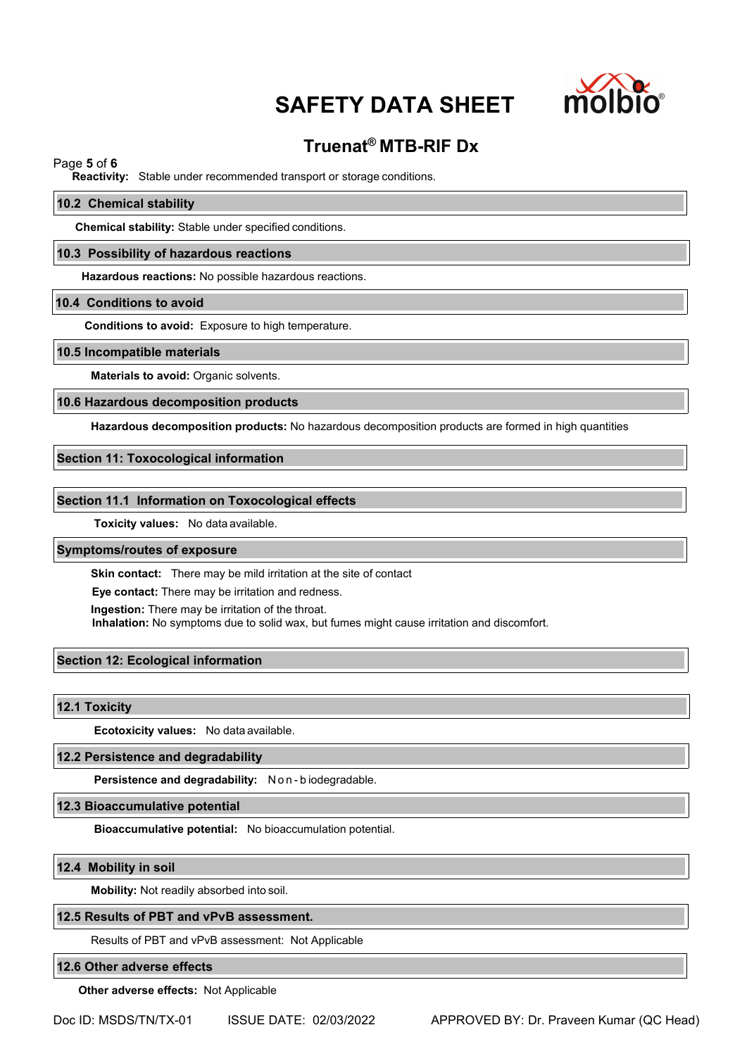**Reactivity:** Stable under recommended transport or storage conditions.

## 10.2 Chemical stability

**Chemical stability:** Stable under specified conditions.

## 10.3 Possibility of hazardous reactions

**Hazardous reactions:** No possible hazardous reactions.

## 10.4 Conditions to avoid

**Conditions to avoid:** Exposure to high temperature.

## 10.5 Incompatible materials

**Materials to avoid:** Organic solvents.

## 10.6 Hazardous decomposition products

**Hazardous decomposition products:** No hazardous decomposition products are formed in high quantities

# Section 11: Toxocological information

## Section 11.1 Information on Toxocological effects

**Toxicity values:** No data available.

## Symptoms/routes of exposure

**Skin contact:** There may be mild irritation at the site of contact

**Eye contact:** There may be irritation and redness.

**Ingestion:** There may be irritation of the throat.

**Inhalation:** No symptoms due to solid wax, but fumes might cause irritation and discomfort.

# Section 12: Ecological information

## 12.1 Toxicity

**Ecotoxicity values:** No data available.

## 12.2 Persistence and degradability

**Persistence and degradability:** Non-biodegradable.

## 12.3 Bioaccumulative potential

**Bioaccumulative potential:** No bioaccumulation potential.

## 12.4 Mobility in soil

**Mobility:** Not readily absorbed into soil.

## 12.5 Results of PBT and vPvB assessment.

Results of PBT and vPvB assessment: Not Applicable

## 12.6 Other adverse effects

**Other adverse effects:** Not Applicable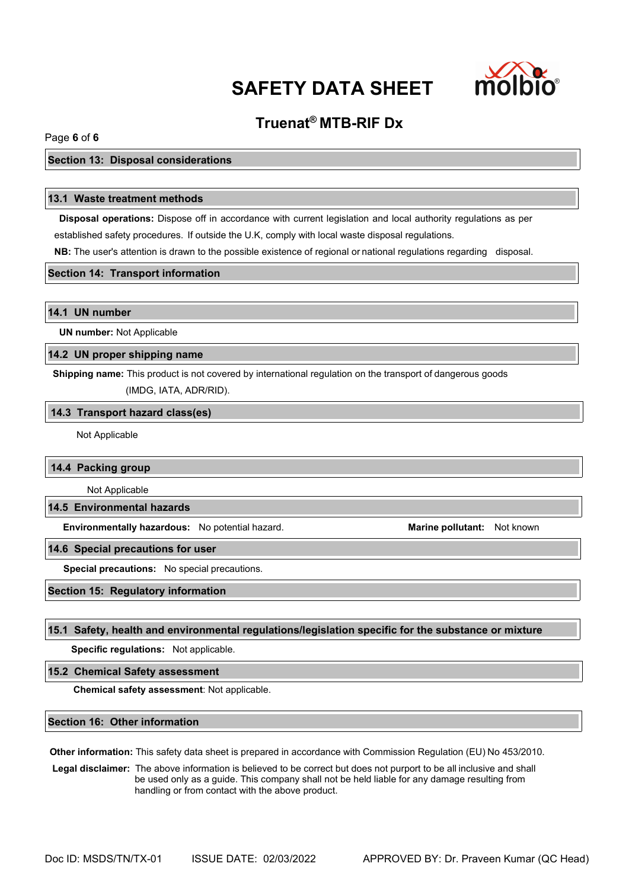## Section 13: Disposal considerations

### 13.1 Waste treatment methods

**Disposal operations:** Dispose off in accordance with current legislation and local authority regulations as per established safety procedures. If outside the U.K, comply with local waste disposal regulations.

**NB:** The user's attention is drawn to the possible existence of regional or national regulations regarding disposal.

## Section 14: Transport information

### 14.1 UN number

**UN number:** Not Applicable

### 14.2 UN proper shipping name

**Shipping name:** This product is not covered by international regulation on the transport of dangerous goods (IMDG, IATA, ADR/RID).

### 14.3 Transport hazard class(es)

Not Applicable

### 14.4 Packing group

Not Applicable

### 14.5 Environmental hazards

**Environmentally hazardous:** No potential hazard. **Marine pollutant:** Not known

### 14.6 Special precautions for user

**Special precautions:** No special precautions.

## Section 15: Regulatory information

### 15.1 Safety, health and environmental regulations/legislation specific for the substance or mixture

**Specific regulations:** Not applicable.

### 15.2 Chemical Safety assessment

**Chemical safety assessment**: Not applicable.

## Section 16: Other information

**Other information:** This safety data sheet is prepared in accordance with Commission Regulation (EU) No 453/2010.

**Legal disclaimer:** The above information is believed to be correct but does not purport to be all inclusive and shall be used only as a guide. This company shall not be held liable for any damage resulting from handling or from contact with the above product.

Doc ID: MSDS/TN/TX-01 ISSUE DATE: 02/03/2022 APPROVED BY: Dr. Praveen Kumar (QC Head)